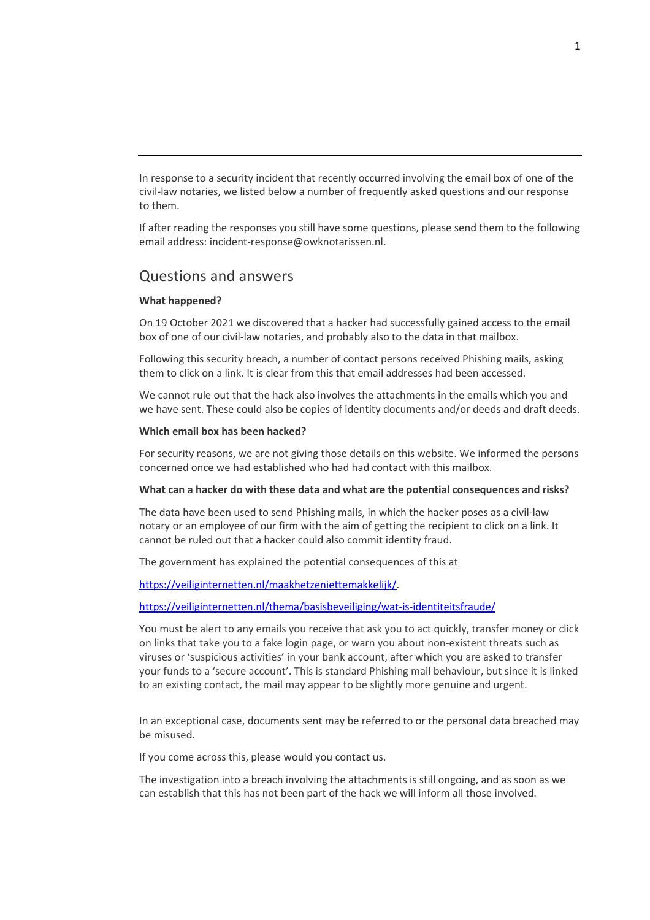In response to a security incident that recently occurred involving the email box of one of the civil-law notaries, we listed below a number of frequently asked questions and our response to them.

If after reading the responses you still have some questions, please send them to the following email address: incident-response@owknotarissen.nl.

## Questions and answers

**What happened?**

On 19 October 2021 we discovered that a hacker had successfully gained access to the email box of one of our civil-law notaries, and probably also to the data in that mailbox.

Following this security breach, a number of contact persons received Phishing mails, asking them to click on a link. It is clear from this that email addresses had been accessed.

We cannot rule out that the hack also involves the attachments in the emails which you and we have sent. These could also be copies of identity documents and/or deeds and draft deeds.

**Which email box has been hacked?**

For security reasons, we are not giving those details on this website. We informed the persons concerned once we had established who had had contact with this mailbox.

**What can a hacker do with these data and what are the potential consequences and risks?**

The data have been used to send Phishing mails, in which the hacker poses as a civil-law notary or an employee of our firm with the aim of getting the recipient to click on a link. It cannot be ruled out that a hacker could also commit identity fraud.

The government has explained the potential consequences of this at

[https://veiliginternetten.nl/maakhetzeniettemakkelijk/](https://veiliginternetten.nl/maakhetzeniettemakkelijk/).

[https://veiliginternetten.nl/thema/basisbeveiliging/wat-is-identiteitsfraude/](https://veiliginternetten.nl/thema/basisbeveiliging/wat-is-identiteitsfraude/)

You must be alert to any emails you receive that ask you to act quickly, transfer money or click on links that take you to a fake login page, or warn you about non-existent threats such as viruses or 'suspicious activities' in your bank account, after which you are asked to transfer your funds to a 'secure account'. This is standard Phishing mail behaviour, but since it is linked to an existing contact, the mail may appear to be slightly more genuine and urgent.

In an exceptional case, documents sent may be referred to or the personal data breached may be misused.

If you come across this, please would you contact us.

The investigation into a breach involving the attachments is still ongoing, and as soon as we can establish that this has not been part of the hack we will inform all those involved.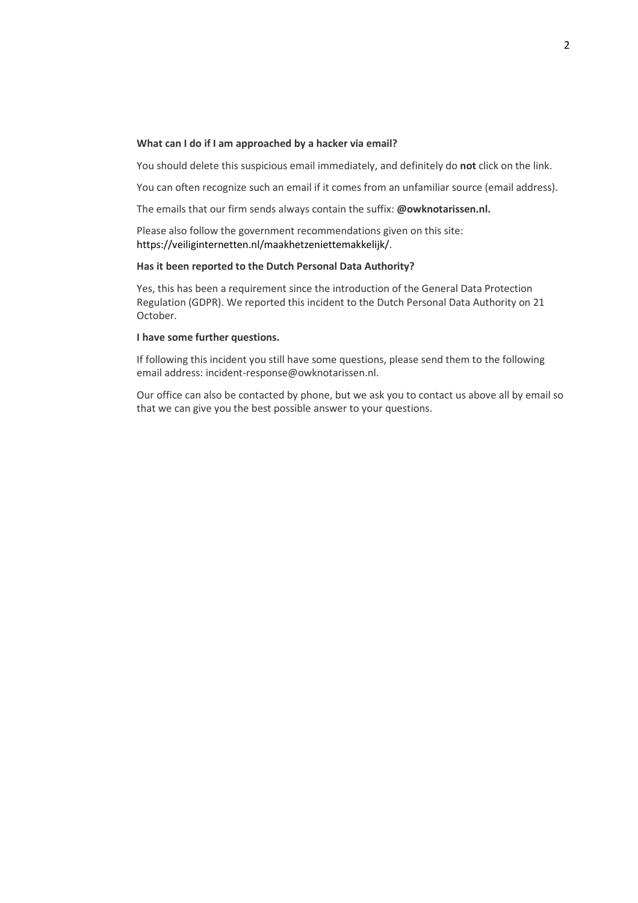**What can I do if I am approached by a hacker via email?**

You should delete this suspicious email immediately, and definitely do **not** click on the link.

You can often recognize such an email if it comes from an unfamiliar source (email address).

The emails that our firm sends always contain the suffix: **@owknotarissen.nl.**

Please also follow the government recommendations given on this site: https://veiliginternetten.nl/maakhetzeniettemakkelijk/.

**Has it been reported to the Dutch Personal Data Authority?**

Yes, this has been a requirement since the introduction of the General Data Protection Regulation (GDPR). We reported this incident to the Dutch Personal Data Authority on 21 October.

**I have some further questions.**

If following this incident you still have some questions, please send them to the following email address: incident-response@owknotarissen.nl.

Our office can also be contacted by phone, but we ask you to contact us above all by email so that we can give you the best possible answer to your questions.